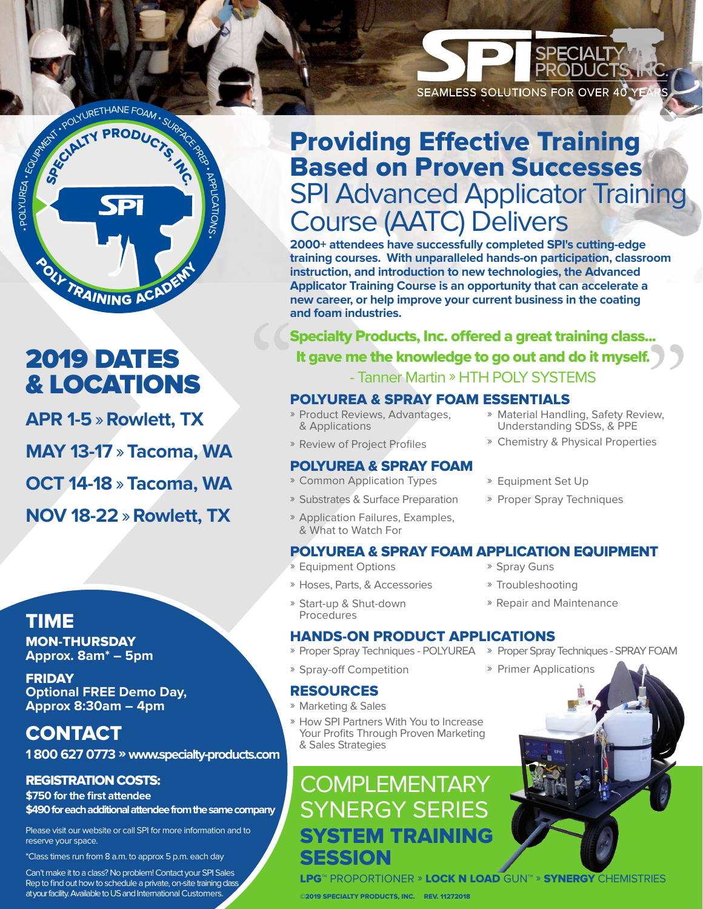SPI SPECIALTY PRODUCTS, INC.
SEAMLESS SOLUTIONS FOR OVER 40 YEARS

SPECIALTY PRODUCTS, INC. • POLYURETHANE FOAM • SURFACE PREP • APPLICATIONS • POLYUREA • EQUIPMENT • POLY TRAINING ACADEMY

# Providing Effective Training Based on Proven Successes

## SPI Advanced Applicator Training Course (AATC) Delivers

**2000+ attendees have successfully completed SPI's cutting-edge training courses. With unparalleled hands-on participation, classroom instruction, and introduction to new technologies, the Advanced Applicator Training Course is an opportunity that can accelerate a new career, or help improve your current business in the coating and foam industries.**

> **"Specialty Products, Inc. offered a great training class... It gave me the knowledge to go out and do it myself."**
> - Tanner Martin » HTH POLY SYSTEMS

## 2019 DATES & LOCATIONS

**APR 1-5 » Rowlett, TX**

**MAY 13-17 » Tacoma, WA**

**OCT 14-18 » Tacoma, WA**

**NOV 18-22 » Rowlett, TX**

### POLYUREA & SPRAY FOAM ESSENTIALS

- Product Reviews, Advantages, & Applications
- Review of Project Profiles
- Material Handling, Safety Review, Understanding SDSs, & PPE
- Chemistry & Physical Properties

### POLYUREA & SPRAY FOAM

- Common Application Types
- Substrates & Surface Preparation
- Application Failures, Examples, & What to Watch For
- Equipment Set Up
- Proper Spray Techniques

### POLYUREA & SPRAY FOAM APPLICATION EQUIPMENT

- Equipment Options
- Hoses, Parts, & Accessories
- Start-up & Shut-down Procedures
- Spray Guns
- Troubleshooting
- Repair and Maintenance

### HANDS-ON PRODUCT APPLICATIONS

- Proper Spray Techniques - POLYUREA
- Spray-off Competition
- Proper Spray Techniques - SPRAY FOAM
- Primer Applications

### RESOURCES

- Marketing & Sales
- How SPI Partners With You to Increase Your Profits Through Proven Marketing & Sales Strategies

## TIME

**MON-THURSDAY**
**Approx. 8am* – 5pm**

**FRIDAY**
**Optional FREE Demo Day, Approx 8:30am – 4pm**

## CONTACT

**1 800 627 0773 » www.specialty-products.com**

**REGISTRATION COSTS:**
**$750 for the first attendee**
**$490 for each additional attendee from the same company**

Please visit our website or call SPI for more information and to reserve your space.

*Class times run from 8 a.m. to approx 5 p.m. each day

Can't make it to a class? No problem! Contact your SPI Sales Rep to find out how to schedule a private, on-site training class at your facility. Available to US and International Customers.

## COMPLEMENTARY SYNERGY SERIES **SYSTEM TRAINING SESSION**

**LPG**™ PROPORTIONER » **LOCK N LOAD** GUN™ » **SYNERGY** CHEMISTRIES

©2019 SPECIALTY PRODUCTS, INC. REV. 11272018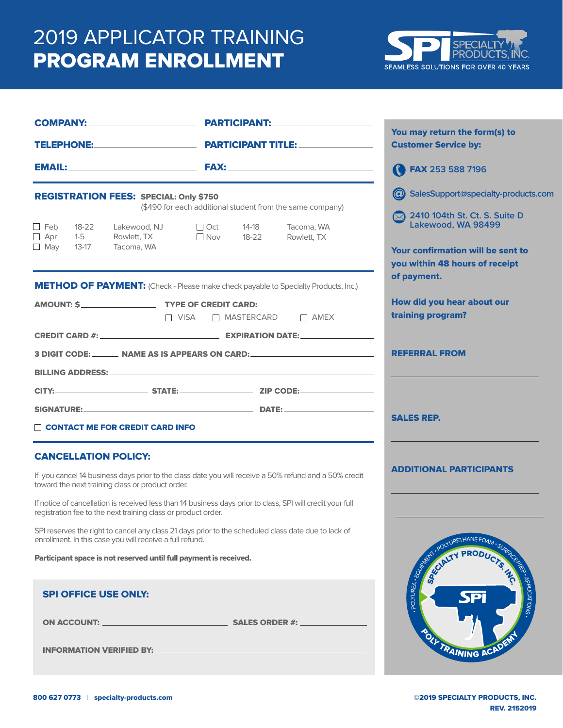# 2019 APPLICATOR TRAINING **PROGRAM ENROLLMENT**

SPECIALTY PRODUCTS, INC.
SEAMLESS SOLUTIONS FOR OVER 40 YEARS

**COMPANY:** ____________________ **PARTICIPANT:** ____________________

**TELEPHONE:** ____________________ **PARTICIPANT TITLE:** ____________________

**EMAIL:** ____________________ **FAX:** ____________________

## REGISTRATION FEES: **SPECIAL: Only $750**

($490 for each additional student from the same company)

| | | | | | |
|---|---|---|---|---|---|
| ☐ Feb | 18-22 | Lakewood, NJ | ☐ Oct | 14-18 | Tacoma, WA |
| ☐ Apr | 1-5 | Rowlett, TX | ☐ Nov | 18-22 | Rowlett, TX |
| ☐ May | 13-17 | Tacoma, WA | | | |

## METHOD OF PAYMENT: (Check - Please make check payable to Specialty Products, Inc.)

**AMOUNT: $** ____________ **TYPE OF CREDIT CARD:** ☐ VISA ☐ MASTERCARD ☐ AMEX

**CREDIT CARD #:** ____________________ **EXPIRATION DATE:** ____________

**3 DIGIT CODE:** ______ **NAME AS IS APPEARS ON CARD:** ____________________

**BILLING ADDRESS:** ____________________

**CITY:** ____________ **STATE:** ____________ **ZIP CODE:** ____________

**SIGNATURE:** ____________________ **DATE:** ____________

☐ **CONTACT ME FOR CREDIT CARD INFO**

## CANCELLATION POLICY:

If you cancel 14 business days prior to the class date you will receive a 50% refund and a 50% credit toward the next training class or product order.

If notice of cancellation is received less than 14 business days prior to class, SPI will credit your full registration fee to the next training class or product order.

SPI reserves the right to cancel any class 21 days prior to the scheduled class date due to lack of enrollment. In this case you will receive a full refund.

**Participant space is not reserved until full payment is received.**

## SPI OFFICE USE ONLY:

**ON ACCOUNT:** ____________________ **SALES ORDER #:** ____________

**INFORMATION VERIFIED BY:** ____________________

**You may return the form(s) to Customer Service by:**

**FAX** 253 588 7196

SalesSupport@specialty-products.com

2410 104th St. Ct. S. Suite D
Lakewood, WA 98499

**Your confirmation will be sent to you within 48 hours of receipt of payment.**

**How did you hear about our training program?**

**REFERRAL FROM**

____________________

**SALES REP.**

____________________

**ADDITIONAL PARTICIPANTS**

____________________

____________________

SPECIALTY PRODUCTS, INC. • POLYURETHANE FOAM • SURFACE PREP • APPLICATIONS • POLYUREA • EQUIPMENT • POLY TRAINING ACADEMY

800 627 0773 | specialty-products.com

©2019 SPECIALTY PRODUCTS, INC.
REV. 2152019